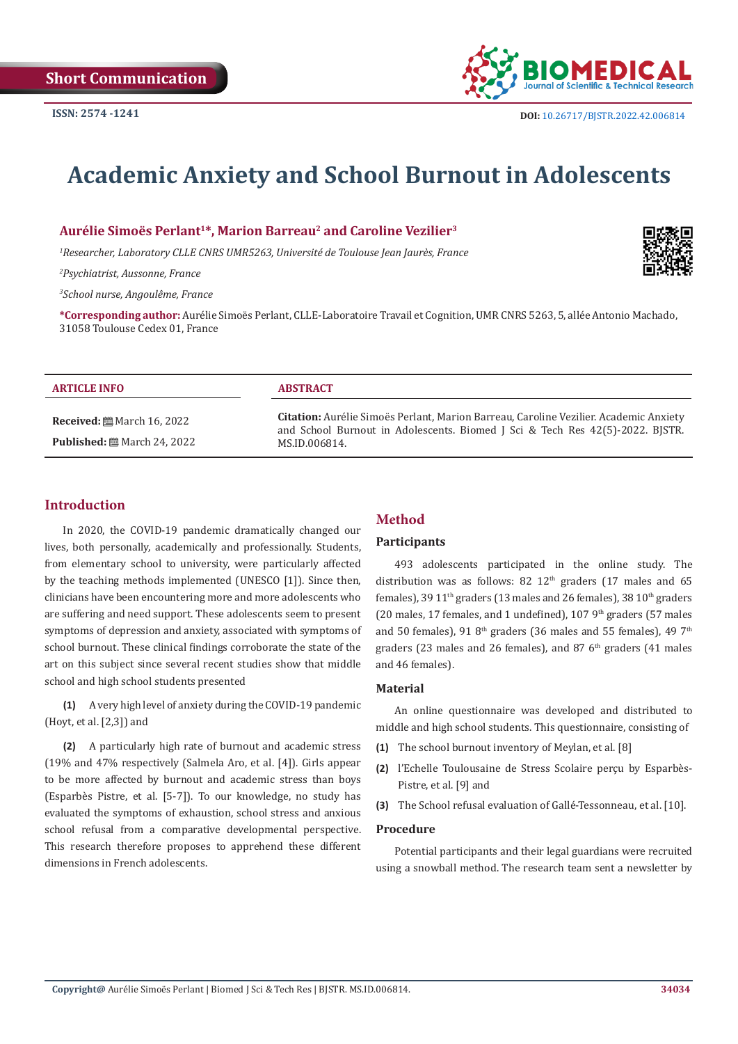Short Communication

ISSN: 2574 -1241

DOI: 10.26717/BJSTR.2022.42.006814

# Academic Anxiety and School Burnout in Adolescents

**Aurélie Simoës Perlant[1]*, Marion Barreau[2] and Caroline Vezilier[3]**

[1]*Researcher, Laboratory CLLE CNRS UMR5263, Université de Toulouse Jean Jaurès, France*

[2]*Psychiatrist, Aussonne, France*

[3]*School nurse, Angoulême, France*

***Corresponding author:** Aurélie Simoës Perlant, CLLE-Laboratoire Travail et Cognition, UMR CNRS 5263, 5, allée Antonio Machado, 31058 Toulouse Cedex 01, France

**ARTICLE INFO**

**Received:** March 16, 2022

**Published:** March 24, 2022

**ABSTRACT**

**Citation:** Aurélie Simoës Perlant, Marion Barreau, Caroline Vezilier. Academic Anxiety and School Burnout in Adolescents. Biomed J Sci & Tech Res 42(5)-2022. BJSTR. MS.ID.006814.

## Introduction

In 2020, the COVID-19 pandemic dramatically changed our lives, both personally, academically and professionally. Students, from elementary school to university, were particularly affected by the teaching methods implemented (UNESCO [1]). Since then, clinicians have been encountering more and more adolescents who are suffering and need support. These adolescents seem to present symptoms of depression and anxiety, associated with symptoms of school burnout. These clinical findings corroborate the state of the art on this subject since several recent studies show that middle school and high school students presented

**(1)** A very high level of anxiety during the COVID-19 pandemic (Hoyt, et al. [2,3]) and

**(2)** A particularly high rate of burnout and academic stress (19% and 47% respectively (Salmela Aro, et al. [4]). Girls appear to be more affected by burnout and academic stress than boys (Esparbès Pistre, et al. [5-7]). To our knowledge, no study has evaluated the symptoms of exhaustion, school stress and anxious school refusal from a comparative developmental perspective. This research therefore proposes to apprehend these different dimensions in French adolescents.

## Method

### Participants

493 adolescents participated in the online study. The distribution was as follows: 82 12th graders (17 males and 65 females), 39 11th graders (13 males and 26 females), 38 10th graders (20 males, 17 females, and 1 undefined), 107 9th graders (57 males and 50 females), 91 8th graders (36 males and 55 females), 49 7th graders (23 males and 26 females), and 87 6th graders (41 males and 46 females).

### Material

An online questionnaire was developed and distributed to middle and high school students. This questionnaire, consisting of

**(1)** The school burnout inventory of Meylan, et al. [8]

**(2)** l'Echelle Toulousaine de Stress Scolaire perçu by Esparbès-Pistre, et al. [9] and

**(3)** The School refusal evaluation of Gallé-Tessonneau, et al. [10].

### Procedure

Potential participants and their legal guardians were recruited using a snowball method. The research team sent a newsletter by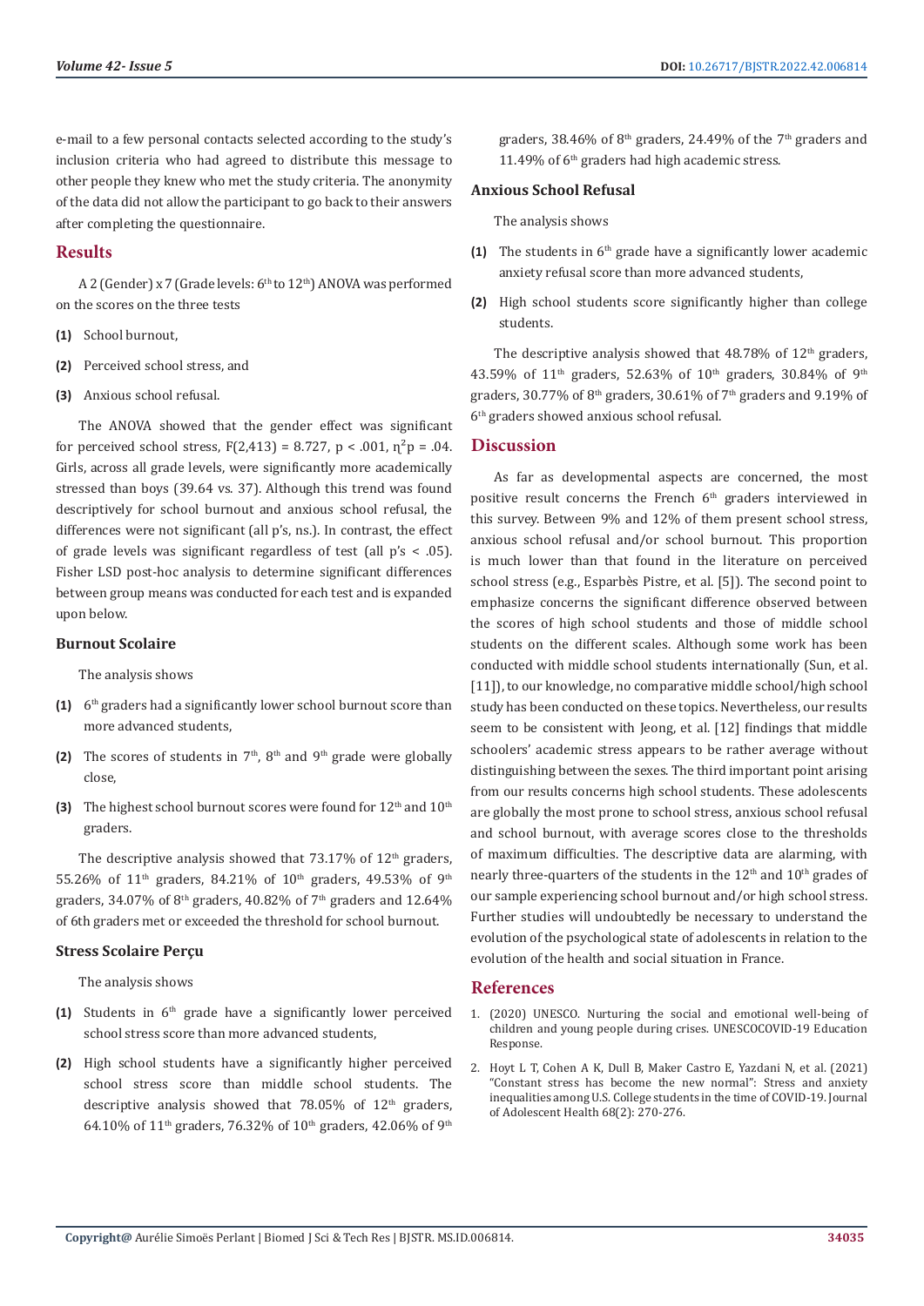e-mail to a few personal contacts selected according to the study's inclusion criteria who had agreed to distribute this message to other people they knew who met the study criteria. The anonymity of the data did not allow the participant to go back to their answers after completing the questionnaire.

## Results

A 2 (Gender) x 7 (Grade levels: 6th to 12th) ANOVA was performed on the scores on the three tests

**(1)** School burnout,

**(2)** Perceived school stress, and

**(3)** Anxious school refusal.

The ANOVA showed that the gender effect was significant for perceived school stress, $F(2,413) = 8.727$, $p < .001$, $\eta^2p = .04$. Girls, across all grade levels, were significantly more academically stressed than boys (39.64 vs. 37). Although this trend was found descriptively for school burnout and anxious school refusal, the differences were not significant (all p's, ns.). In contrast, the effect of grade levels was significant regardless of test (all p's < .05). Fisher LSD post-hoc analysis to determine significant differences between group means was conducted for each test and is expanded upon below.

### Burnout Scolaire

The analysis shows

**(1)** 6th graders had a significantly lower school burnout score than more advanced students,

**(2)** The scores of students in 7th, 8th and 9th grade were globally close,

**(3)** The highest school burnout scores were found for 12th and 10th graders.

The descriptive analysis showed that 73.17% of 12th graders, 55.26% of 11th graders, 84.21% of 10th graders, 49.53% of 9th graders, 34.07% of 8th graders, 40.82% of 7th graders and 12.64% of 6th graders met or exceeded the threshold for school burnout.

### Stress Scolaire Perçu

The analysis shows

**(1)** Students in 6th grade have a significantly lower perceived school stress score than more advanced students,

**(2)** High school students have a significantly higher perceived school stress score than middle school students. The descriptive analysis showed that 78.05% of 12th graders, 64.10% of 11th graders, 76.32% of 10th graders, 42.06% of 9th graders, 38.46% of 8th graders, 24.49% of the 7th graders and 11.49% of 6th graders had high academic stress.

### Anxious School Refusal

The analysis shows

**(1)** The students in 6th grade have a significantly lower academic anxiety refusal score than more advanced students,

**(2)** High school students score significantly higher than college students.

The descriptive analysis showed that 48.78% of 12th graders, 43.59% of 11th graders, 52.63% of 10th graders, 30.84% of 9th graders, 30.77% of 8th graders, 30.61% of 7th graders and 9.19% of 6th graders showed anxious school refusal.

## Discussion

As far as developmental aspects are concerned, the most positive result concerns the French 6th graders interviewed in this survey. Between 9% and 12% of them present school stress, anxious school refusal and/or school burnout. This proportion is much lower than that found in the literature on perceived school stress (e.g., Esparbès Pistre, et al. [5]). The second point to emphasize concerns the significant difference observed between the scores of high school students and those of middle school students on the different scales. Although some work has been conducted with middle school students internationally (Sun, et al. [11]), to our knowledge, no comparative middle school/high school study has been conducted on these topics. Nevertheless, our results seem to be consistent with Jeong, et al. [12] findings that middle schoolers' academic stress appears to be rather average without distinguishing between the sexes. The third important point arising from our results concerns high school students. These adolescents are globally the most prone to school stress, anxious school refusal and school burnout, with average scores close to the thresholds of maximum difficulties. The descriptive data are alarming, with nearly three-quarters of the students in the 12th and 10th grades of our sample experiencing school burnout and/or high school stress. Further studies will undoubtedly be necessary to understand the evolution of the psychological state of adolescents in relation to the evolution of the health and social situation in France.

## References

1. (2020) UNESCO. Nurturing the social and emotional well-being of children and young people during crises. UNESCOCOVID-19 Education Response.
2. Hoyt L T, Cohen A K, Dull B, Maker Castro E, Yazdani N, et al. (2021) "Constant stress has become the new normal": Stress and anxiety inequalities among U.S. College students in the time of COVID-19. Journal of Adolescent Health 68(2): 270-276.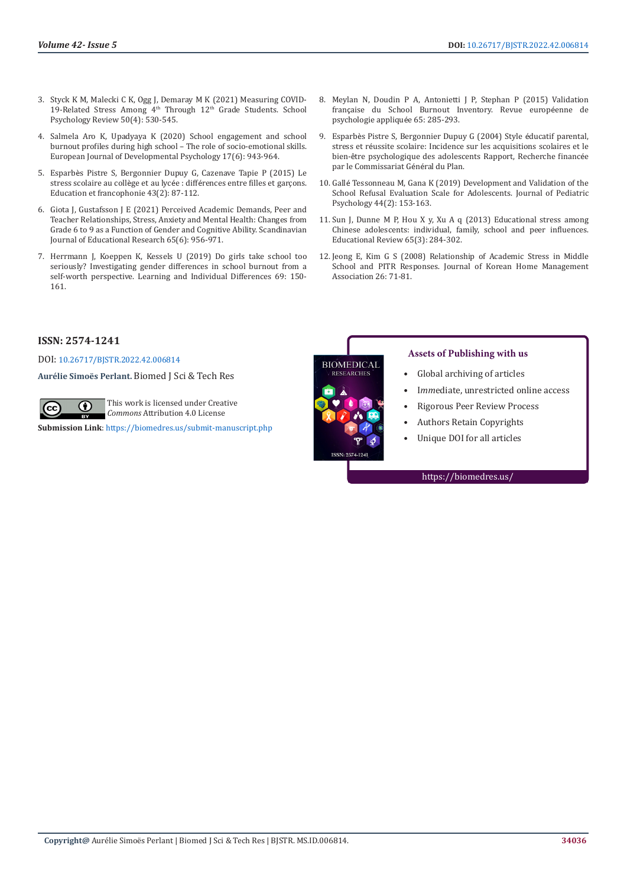3. Styck K M, Malecki C K, Ogg J, Demaray M K (2021) Measuring COVID-19-Related Stress Among 4th Through 12th Grade Students. School Psychology Review 50(4): 530-545.

4. Salmela Aro K, Upadyaya K (2020) School engagement and school burnout profiles during high school – The role of socio-emotional skills. European Journal of Developmental Psychology 17(6): 943-964.

5. Esparbès Pistre S, Bergonnier Dupuy G, Cazenave Tapie P (2015) Le stress scolaire au collège et au lycée : différences entre filles et garçons. Education et francophonie 43(2): 87-112.

6. Giota J, Gustafsson J E (2021) Perceived Academic Demands, Peer and Teacher Relationships, Stress, Anxiety and Mental Health: Changes from Grade 6 to 9 as a Function of Gender and Cognitive Ability. Scandinavian Journal of Educational Research 65(6): 956-971.

7. Herrmann J, Koeppen K, Kessels U (2019) Do girls take school too seriously? Investigating gender differences in school burnout from a self-worth perspective. Learning and Individual Differences 69: 150-161.

8. Meylan N, Doudin P A, Antonietti J P, Stephan P (2015) Validation française du School Burnout Inventory. Revue européenne de psychologie appliquée 65: 285-293.

9. Esparbès Pistre S, Bergonnier Dupuy G (2004) Style éducatif parental, stress et réussite scolaire: Incidence sur les acquisitions scolaires et le bien-être psychologique des adolescents Rapport, Recherche financée par le Commissariat Général du Plan.

10. Gallé Tessonneau M, Gana K (2019) Development and Validation of the School Refusal Evaluation Scale for Adolescents. Journal of Pediatric Psychology 44(2): 153-163.

11. Sun J, Dunne M P, Hou X y, Xu A q (2013) Educational stress among Chinese adolescents: individual, family, school and peer influences. Educational Review 65(3): 284-302.

12. Jeong E, Kim G S (2008) Relationship of Academic Stress in Middle School and PITR Responses. Journal of Korean Home Management Association 26: 71-81.

**ISSN: 2574-1241**

DOI: 10.26717/BJSTR.2022.42.006814

**Aurélie Simoës Perlant.** Biomed J Sci & Tech Res

This work is licensed under Creative *Commons* Attribution 4.0 License

**Submission Link**: https://biomedres.us/submit-manuscript.php

**Assets of Publishing with us**

- Global archiving of articles
- Immediate, unrestricted online access
- Rigorous Peer Review Process
- Authors Retain Copyrights
- Unique DOI for all articles

https://biomedres.us/